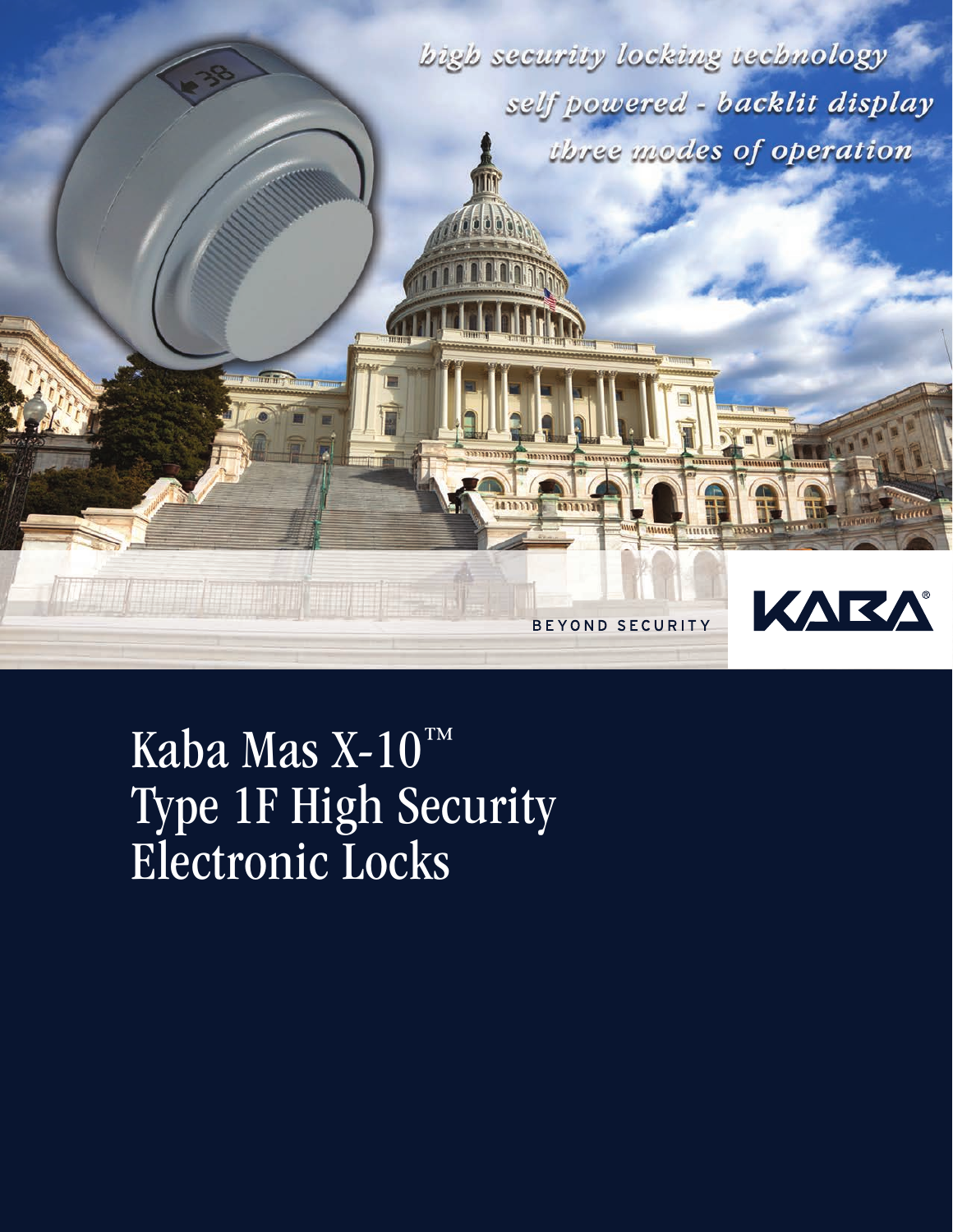*high security locking technology*

*self powered - backlit display*

*three modes of operation*

BEYOND SECURITY

KABA®

# Kaba Mas X-10™ Type 1F High Security Electronic Locks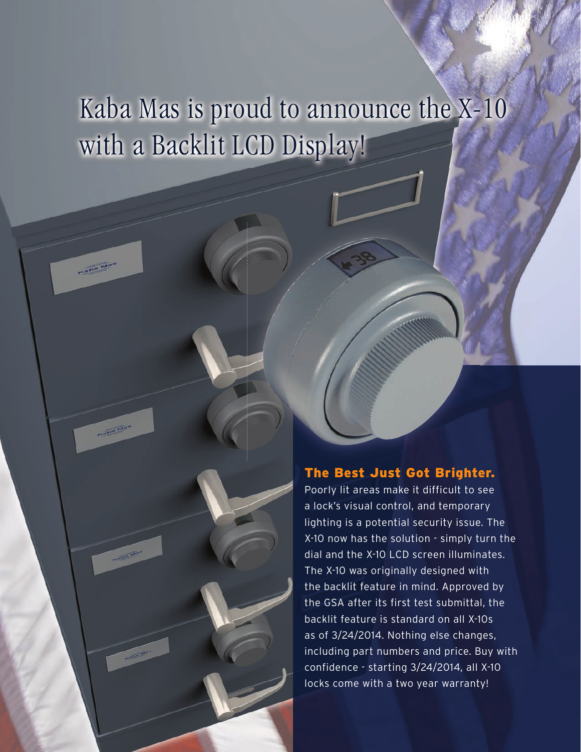# Kaba Mas is proud to announce the X-10 with a Backlit LCD Display!

### The Best Just Got Brighter.

Poorly lit areas make it difficult to see a lock's visual control, and temporary lighting is a potential security issue. The X-10 now has the solution - simply turn the dial and the X-10 LCD screen illuminates. The X-10 was originally designed with the backlit feature in mind. Approved by the GSA after its first test submittal, the backlit feature is standard on all X-10s as of 3/24/2014. Nothing else changes, including part numbers and price. Buy with confidence - starting 3/24/2014, all X-10 locks come with a two year warranty!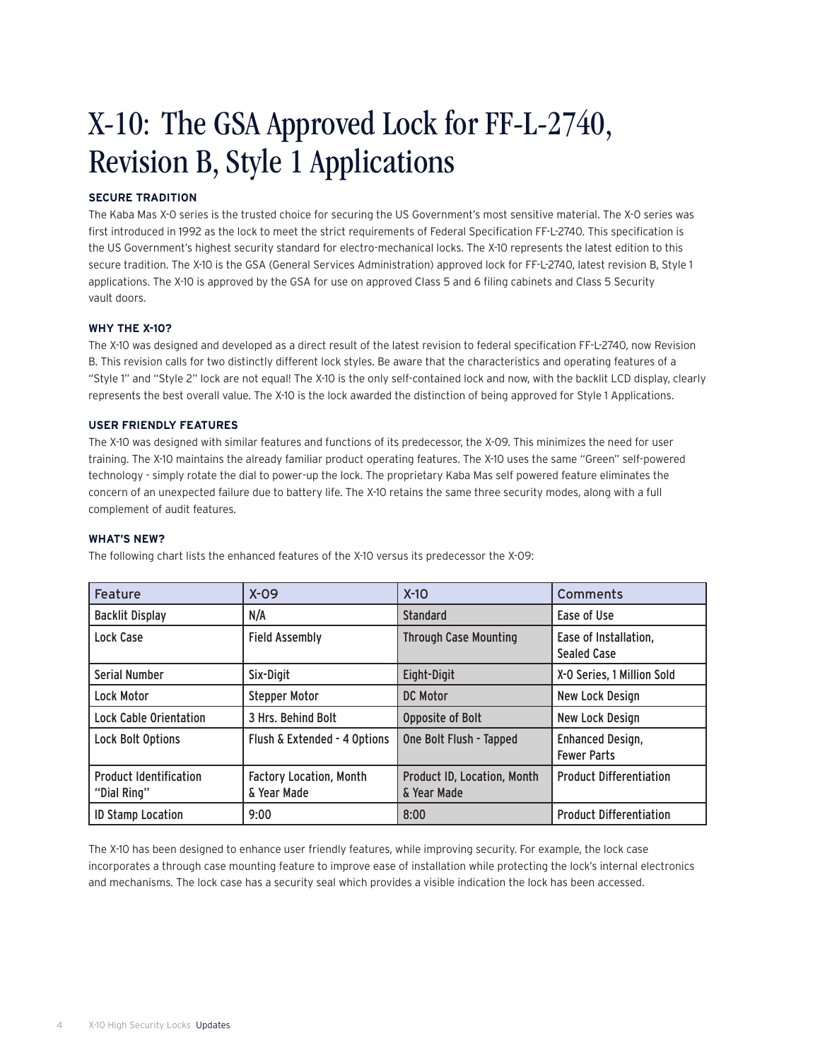# X-10: The GSA Approved Lock for FF-L-2740, Revision B, Style 1 Applications

**SECURE TRADITION**

The Kaba Mas X-0 series is the trusted choice for securing the US Government's most sensitive material. The X-0 series was first introduced in 1992 as the lock to meet the strict requirements of Federal Specification FF-L-2740. This specification is the US Government's highest security standard for electro-mechanical locks. The X-10 represents the latest edition to this secure tradition. The X-10 is the GSA (General Services Administration) approved lock for FF-L-2740, latest revision B, Style 1 applications. The X-10 is approved by the GSA for use on approved Class 5 and 6 filing cabinets and Class 5 Security vault doors.

**WHY THE X-10?**

The X-10 was designed and developed as a direct result of the latest revision to federal specification FF-L-2740, now Revision B. This revision calls for two distinctly different lock styles. Be aware that the characteristics and operating features of a "Style 1" and "Style 2" lock are not equal! The X-10 is the only self-contained lock and now, with the backlit LCD display, clearly represents the best overall value. The X-10 is the lock awarded the distinction of being approved for Style 1 Applications.

**USER FRIENDLY FEATURES**

The X-10 was designed with similar features and functions of its predecessor, the X-09. This minimizes the need for user training. The X-10 maintains the already familiar product operating features. The X-10 uses the same "Green" self-powered technology - simply rotate the dial to power-up the lock. The proprietary Kaba Mas self powered feature eliminates the concern of an unexpected failure due to battery life. The X-10 retains the same three security modes, along with a full complement of audit features.

**WHAT'S NEW?**

The following chart lists the enhanced features of the X-10 versus its predecessor the X-09:

| Feature | X-09 | X-10 | Comments |
|---|---|---|---|
| Backlit Display | N/A | Standard | Ease of Use |
| Lock Case | Field Assembly | Through Case Mounting | Ease of Installation, Sealed Case |
| Serial Number | Six-Digit | Eight-Digit | X-0 Series, 1 Million Sold |
| Lock Motor | Stepper Motor | DC Motor | New Lock Design |
| Lock Cable Orientation | 3 Hrs. Behind Bolt | Opposite of Bolt | New Lock Design |
| Lock Bolt Options | Flush & Extended - 4 Options | One Bolt Flush - Tapped | Enhanced Design, Fewer Parts |
| Product Identification "Dial Ring" | Factory Location, Month & Year Made | Product ID, Location, Month & Year Made | Product Differentiation |
| ID Stamp Location | 9:00 | 8:00 | Product Differentiation |

The X-10 has been designed to enhance user friendly features, while improving security. For example, the lock case incorporates a through case mounting feature to improve ease of installation while protecting the lock's internal electronics and mechanisms. The lock case has a security seal which provides a visible indication the lock has been accessed.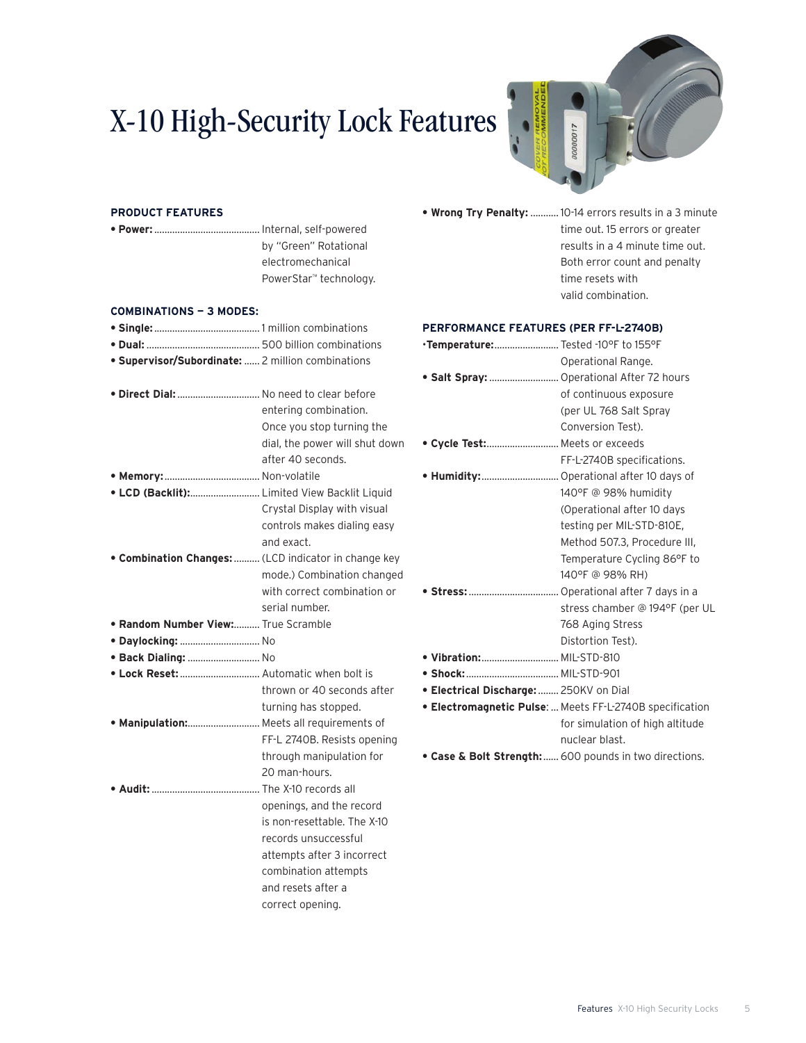# X-10 High-Security Lock Features

### PRODUCT FEATURES

- **Power:** Internal, self-powered by "Green" Rotational electromechanical PowerStar™ technology.

### COMBINATIONS — 3 MODES:

- **Single:** 1 million combinations
- **Dual:** 500 billion combinations
- **Supervisor/Subordinate:** 2 million combinations

- **Direct Dial:** No need to clear before entering combination. Once you stop turning the dial, the power will shut down after 40 seconds.
- **Memory:** Non-volatile
- **LCD (Backlit):** Limited View Backlit Liquid Crystal Display with visual controls makes dialing easy and exact.
- **Combination Changes:** (LCD indicator in change key mode.) Combination changed with correct combination or serial number.
- **Random Number View:** True Scramble
- **Daylocking:** No
- **Back Dialing:** No
- **Lock Reset:** Automatic when bolt is thrown or 40 seconds after turning has stopped.
- **Manipulation:** Meets all requirements of FF-L 2740B. Resists opening through manipulation for 20 man-hours.
- **Audit:** The X-10 records all openings, and the record is non-resettable. The X-10 records unsuccessful attempts after 3 incorrect combination attempts and resets after a correct opening.
- **Wrong Try Penalty:** 10-14 errors results in a 3 minute time out. 15 errors or greater results in a 4 minute time out. Both error count and penalty time resets with valid combination.

### PERFORMANCE FEATURES (PER FF-L-2740B)

- **Temperature:** Tested -10°F to 155°F Operational Range.
- **Salt Spray:** Operational After 72 hours of continuous exposure (per UL 768 Salt Spray Conversion Test).
- **Cycle Test:** Meets or exceeds FF-L-2740B specifications.
- **Humidity:** Operational after 10 days of 140°F @ 98% humidity (Operational after 10 days testing per MIL-STD-810E, Method 507.3, Procedure III, Temperature Cycling 86°F to 140°F @ 98% RH)
- **Stress:** Operational after 7 days in a stress chamber @ 194°F (per UL 768 Aging Stress Distortion Test).
- **Vibration:** MIL-STD-810
- **Shock:** MIL-STD-901
- **Electrical Discharge:** 250KV on Dial
- **Electromagnetic Pulse:** Meets FF-L-2740B specification for simulation of high altitude nuclear blast.
- **Case & Bolt Strength:** 600 pounds in two directions.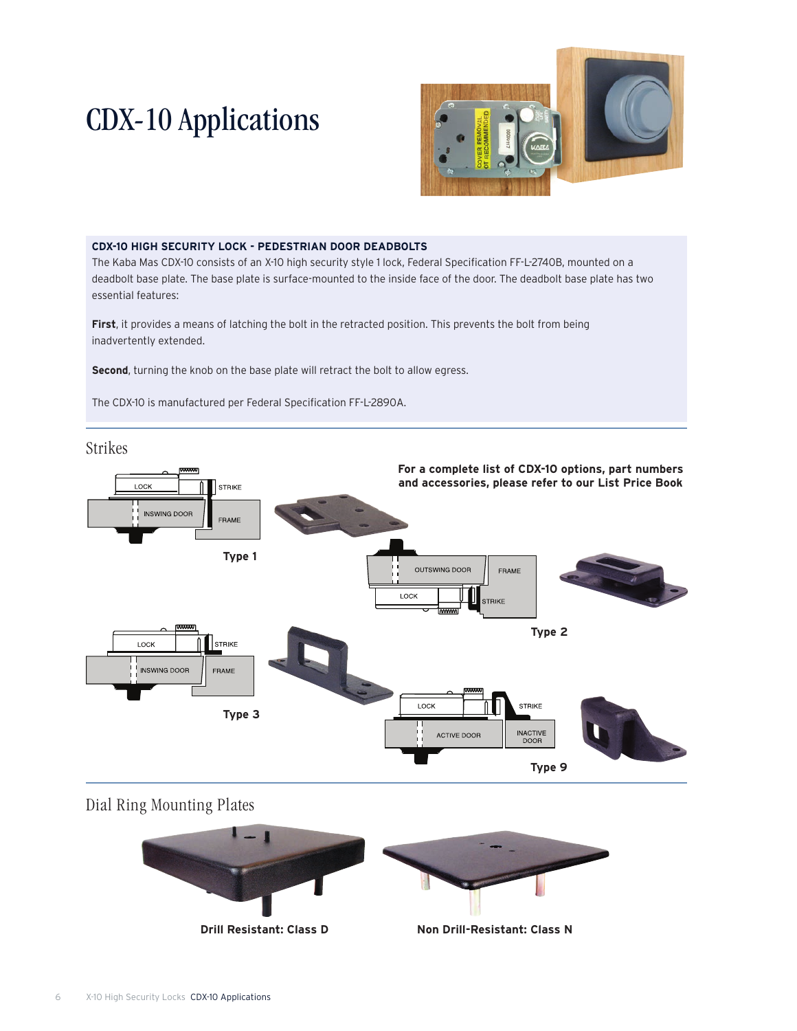# CDX-10 Applications

**CDX-10 HIGH SECURITY LOCK - PEDESTRIAN DOOR DEADBOLTS**

The Kaba Mas CDX-10 consists of an X-10 high security style 1 lock, Federal Specification FF-L-2740B, mounted on a deadbolt base plate. The base plate is surface-mounted to the inside face of the door. The deadbolt base plate has two essential features:

**First**, it provides a means of latching the bolt in the retracted position. This prevents the bolt from being inadvertently extended.

**Second**, turning the knob on the base plate will retract the bolt to allow egress.

The CDX-10 is manufactured per Federal Specification FF-L-2890A.

## Strikes

**For a complete list of CDX-10 options, part numbers and accessories, please refer to our List Price Book**

LOCK STRIKE INSWING DOOR FRAME

**Type 1**

OUTSWING DOOR FRAME LOCK STRIKE

**Type 2**

LOCK STRIKE INSWING DOOR FRAME

**Type 3**

LOCK STRIKE ACTIVE DOOR INACTIVE DOOR

**Type 9**

## Dial Ring Mounting Plates

**Drill Resistant: Class D**

**Non Drill-Resistant: Class N**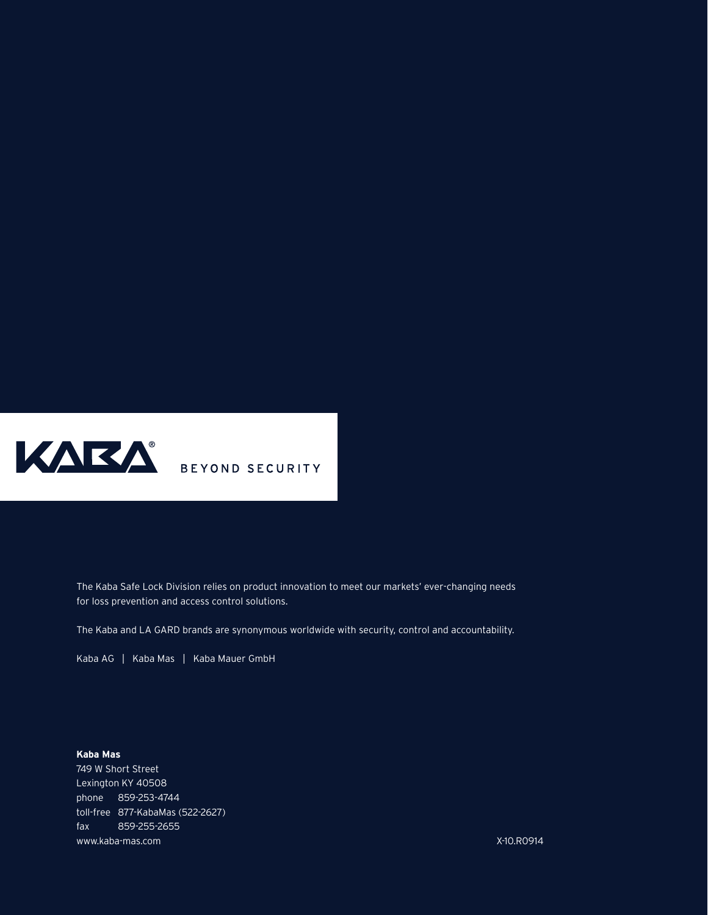KABA® BEYOND SECURITY

The Kaba Safe Lock Division relies on product innovation to meet our markets' ever-changing needs for loss prevention and access control solutions.

The Kaba and LA GARD brands are synonymous worldwide with security, control and accountability.

Kaba AG | Kaba Mas | Kaba Mauer GmbH

**Kaba Mas**
749 W Short Street
Lexington KY 40508
phone 859-253-4744
toll-free 877-KabaMas (522-2627)
fax 859-255-2655
www.kaba-mas.com

X-10.R0914